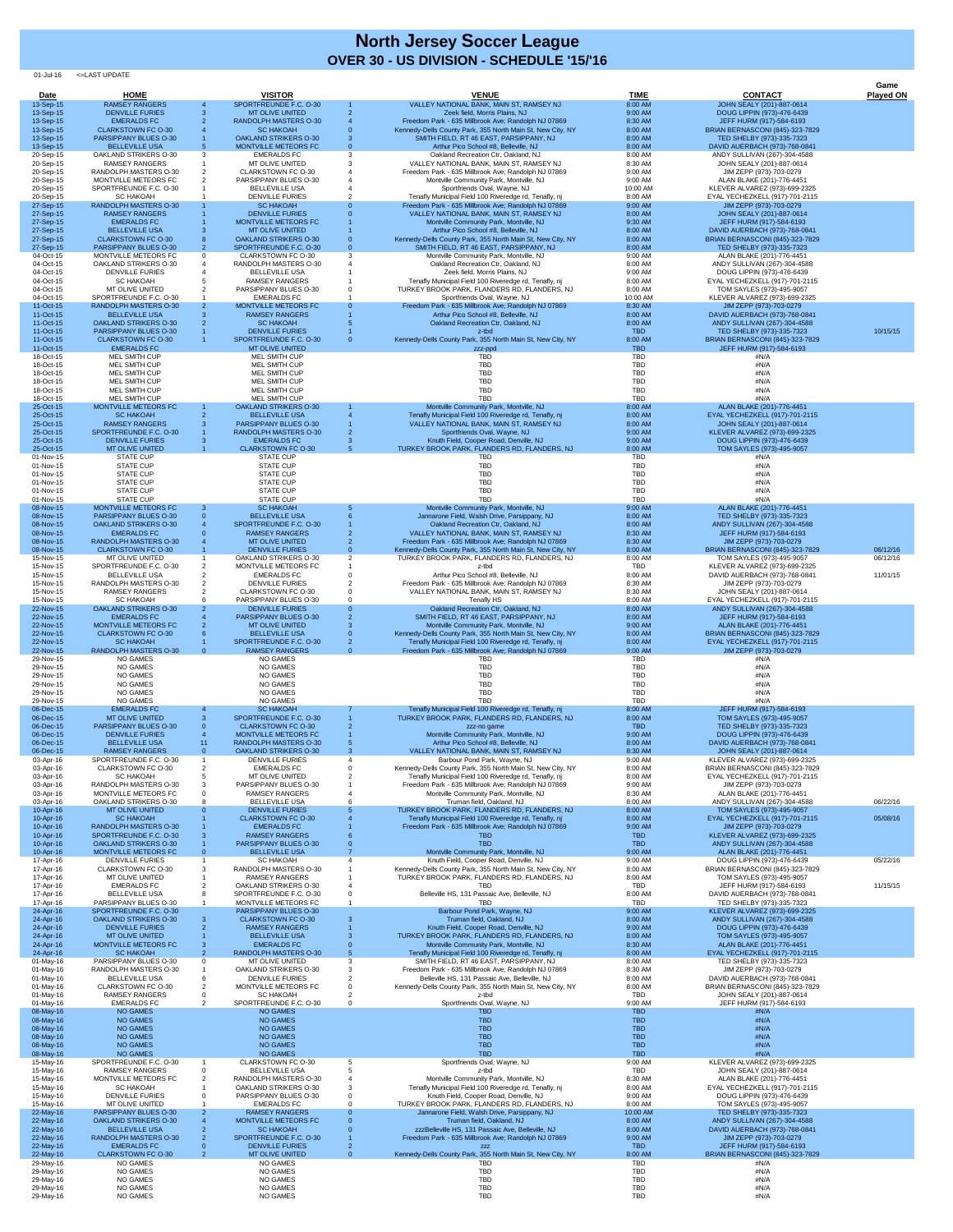# North Jersey Soccer League
## OVER 30 - US DIVISION - SCHEDULE '15/'16

01-Jul-16 <=LAST UPDATE

| Date | HOME | | VISITOR | | VENUE | TIME | CONTACT | Game Played ON |
|---|---|---|---|---|---|---|---|---|
| 13-Sep-15 | RAMSEY RANGERS | 4 | SPORTFREUNDE F.C. O-30 | 1 | VALLEY NATIONAL BANK, MAIN ST, RAMSEY NJ | 8:00 AM | JOHN SEALY (201)-887-0614 | |
| 13-Sep-15 | DENVILLE FURIES | 3 | MT OLIVE UNITED | 2 | Zeek field, Morris Plains, NJ | 9:00 AM | DOUG LIPPIN (973)-476-6439 | |
| 13-Sep-15 | EMERALDS FC | 2 | RANDOLPH MASTERS O-30 | 4 | Freedom Park - 635 Millbrook Ave; Randolph NJ 07869 | 8:30 AM | JEFF HURM (917)-584-6193 | |
| 13-Sep-15 | CLARKSTOWN FC O-30 | 4 | SC HAKOAH | 0 | Kennedy-Dells County Park, 355 North Main St, New City, NY | 8:00 AM | BRIAN BERNASCONI (845)-323-7829 | |
| 13-Sep-15 | PARSIPPANY BLUES O-30 | 1 | OAKLAND STRIKERS O-30 | 3 | SMITH FIELD, RT 46 EAST, PARSIPPANY, NJ | 8:00 AM | TED SHELBY (973)-335-7323 | |
| 13-Sep-15 | BELLEVILLE USA | 5 | MONTVILLE METEORS FC | 0 | Arthur Pico School #8, Belleville, NJ | 8:00 AM | DAVID AUERBACH (973)-768-0841 | |
| 20-Sep-15 | OAKLAND STRIKERS O-30 | 3 | EMERALDS FC | 3 | Oakland Recreation Ctr, Oakland, NJ | 8:00 AM | ANDY SULLIVAN (267)-304-4588 | |
| 20-Sep-15 | RAMSEY RANGERS | 1 | MT OLIVE UNITED | 3 | VALLEY NATIONAL BANK, MAIN ST, RAMSEY NJ | 8:30 AM | JOHN SEALY (201)-887-0614 | |
| 20-Sep-15 | RANDOLPH MASTERS O-30 | 2 | CLARKSTOWN FC O-30 | 4 | Freedom Park - 635 Millbrook Ave; Randolph NJ 07869 | 8:00 AM | JIM ZEPP (973)-703-0279 | |
| 20-Sep-15 | MONTVILLE METEORS FC | 2 | PARSIPPANY BLUES O-30 | 4 | Montville Community Park, Montville, NJ | 9:00 AM | ALAN BLAKE (201)-776-4451 | |
| 20-Sep-15 | SPORTFREUNDE F.C. O-30 | 1 | BELLEVILLE USA | 4 | Sportfriends Oval, Wayne, NJ | 10:00 AM | KLEVER ALVAREZ (973)-699-2325 | |
| 20-Sep-15 | SC HAKOAH | 1 | DENVILLE FURIES | 2 | Tenafly Municipal Field 100 Riveredge rd, Tenafly, nj | 8:00 AM | EYAL YECHEZKELL (917)-701-2115 | |
| 27-Sep-15 | RANDOLPH MASTERS O-30 | 1 | SC HAKOAH | 0 | Freedom Park - 635 Millbrook Ave; Randolph NJ 07869 | 9:00 AM | JIM ZEPP (973)-703-0279 | |
| 27-Sep-15 | RAMSEY RANGERS | 1 | DENVILLE FURIES | 0 | VALLEY NATIONAL BANK, MAIN ST, RAMSEY NJ | 8:00 AM | JOHN SEALY (201)-887-0614 | |
| 27-Sep-15 | EMERALDS FC | 1 | MONTVILLE METEORS FC | 1 | Montville Community Park, Montville, NJ | 9:30 AM | JEFF HURM (917)-584-6193 | |
| 27-Sep-15 | BELLEVILLE USA | 3 | MT OLIVE UNITED | 1 | Arthur Pico School #8, Belleville, NJ | 8:00 AM | DAVID AUERBACH (973)-768-0841 | |
| 27-Sep-15 | CLARKSTOWN FC O-30 | 8 | OAKLAND STRIKERS O-30 | 0 | Kennedy-Dells County Park, 355 North Main St, New City, NY | 8:00 AM | BRIAN BERNASCONI (845)-323-7829 | |
| 27-Sep-15 | PARSIPPANY BLUES O-30 | 2 | SPORTFREUNDE F.C. O-30 | 0 | SMITH FIELD, RT 46 EAST, PARSIPPANY, NJ | 8:00 AM | TED SHELBY (973)-335-7323 | |
| 04-Oct-15 | MONTVILLE METEORS FC | 0 | CLARKSTOWN FC O-30 | 3 | Montville Community Park, Montville, NJ | 9:00 AM | ALAN BLAKE (201)-776-4451 | |
| 04-Oct-15 | OAKLAND STRIKERS O-30 | 4 | RANDOLPH MASTERS O-30 | 4 | Oakland Recreation Ctr, Oakland, NJ | 8:00 AM | ANDY SULLIVAN (267)-304-4588 | |
| 04-Oct-15 | DENVILLE FURIES | 4 | BELLEVILLE USA | 1 | Zeek field, Morris Plains, NJ | 9:00 AM | DOUG LIPPIN (973)-476-6439 | |
| 04-Oct-15 | SC HAKOAH | 5 | RAMSEY RANGERS | 1 | Tenafly Municipal Field 100 Riveredge rd, Tenafly, nj | 8:00 AM | EYAL YECHEZKELL (917)-701-2115 | |
| 04-Oct-15 | MT OLIVE UNITED | 2 | PARSIPPANY BLUES O-30 | 0 | TURKEY BROOK PARK, FLANDERS RD, FLANDERS, NJ | 8:00 AM | TOM SAYLES (973)-495-9057 | |
| 04-Oct-15 | SPORTFREUNDE F.C. O-30 | 1 | EMERALDS FC | 1 | Sportfriends Oval, Wayne, NJ | 10:00 AM | KLEVER ALVAREZ (973)-699-2325 | |
| 11-Oct-15 | RANDOLPH MASTERS O-30 | 2 | MONTVILLE METEORS FC | 0 | Freedom Park - 635 Millbrook Ave; Randolph NJ 07869 | 8:30 AM | JIM ZEPP (973)-703-0279 | |
| 11-Oct-15 | BELLEVILLE USA | 3 | RAMSEY RANGERS | 1 | Arthur Pico School #8, Belleville, NJ | 8:00 AM | DAVID AUERBACH (973)-768-0841 | |
| 11-Oct-15 | OAKLAND STRIKERS O-30 | 2 | SC HAKOAH | 5 | Oakland Recreation Ctr, Oakland, NJ | 8:00 AM | ANDY SULLIVAN (267)-304-4588 | |
| 11-Oct-15 | PARSIPPANY BLUES O-30 | 1 | DENVILLE FURIES | 1 | z-tbd | TBD | TED SHELBY (973)-335-7323 | 10/15/15 |
| 11-Oct-15 | CLARKSTOWN FC O-30 | 1 | SPORTFREUNDE F.C. O-30 | 0 | Kennedy-Dells County Park, 355 North Main St, New City, NY | 8:00 AM | BRIAN BERNASCONI (845)-323-7829 | |
| 11-Oct-15 | EMERALDS FC | | MT OLIVE UNITED | | zzz-ppd | TBD | JEFF HURM (917)-584-6193 | |
| 18-Oct-15 | MEL SMITH CUP | | MEL SMITH CUP | | TBD | TBD | #N/A | |
| 18-Oct-15 | MEL SMITH CUP | | MEL SMITH CUP | | TBD | TBD | #N/A | |
| 18-Oct-15 | MEL SMITH CUP | | MEL SMITH CUP | | TBD | TBD | #N/A | |
| 18-Oct-15 | MEL SMITH CUP | | MEL SMITH CUP | | TBD | TBD | #N/A | |
| 18-Oct-15 | MEL SMITH CUP | | MEL SMITH CUP | | TBD | TBD | #N/A | |
| 18-Oct-15 | MEL SMITH CUP | | MEL SMITH CUP | | TBD | TBD | #N/A | |
| 25-Oct-15 | MONTVILLE METEORS FC | 1 | OAKLAND STRIKERS O-30 | 1 | Montville Community Park, Montville, NJ | 8:00 AM | ALAN BLAKE (201)-776-4451 | |
| 25-Oct-15 | SC HAKOAH | 2 | BELLEVILLE USA | 4 | Tenafly Municipal Field 100 Riveredge rd, Tenafly, nj | 8:00 AM | EYAL YECHEZKELL (917)-701-2115 | |
| 25-Oct-15 | RAMSEY RANGERS | 3 | PARSIPPANY BLUES O-30 | 1 | VALLEY NATIONAL BANK, MAIN ST, RAMSEY NJ | 8:00 AM | JOHN SEALY (201)-887-0614 | |
| 25-Oct-15 | SPORTFREUNDE F.C. O-30 | 1 | RANDOLPH MASTERS O-30 | 2 | Sportfriends Oval, Wayne, NJ | 9:00 AM | KLEVER ALVAREZ (973)-699-2325 | |
| 25-Oct-15 | DENVILLE FURIES | 3 | EMERALDS FC | 3 | Knuth field, Cooper Road, Denville, NJ | 9:00 AM | DOUG LIPPIN (973)-476-6439 | |
| 25-Oct-15 | MT OLIVE UNITED | 1 | CLARKSTOWN FC O-30 | 5 | TURKEY BROOK PARK, FLANDERS RD, FLANDERS, NJ | 8:00 AM | TOM SAYLES (973)-495-9057 | |
| 01-Nov-15 | STATE CUP | | STATE CUP | | TBD | TBD | #N/A | |
| 01-Nov-15 | STATE CUP | | STATE CUP | | TBD | TBD | #N/A | |
| 01-Nov-15 | STATE CUP | | STATE CUP | | TBD | TBD | #N/A | |
| 01-Nov-15 | STATE CUP | | STATE CUP | | TBD | TBD | #N/A | |
| 01-Nov-15 | STATE CUP | | STATE CUP | | TBD | TBD | #N/A | |
| 01-Nov-15 | STATE CUP | | STATE CUP | | TBD | TBD | #N/A | |
| 08-Nov-15 | MONTVILLE METEORS FC | 3 | SC HAKOAH | 5 | Montville Community Park, Montville, NJ | 9:00 AM | ALAN BLAKE (201)-776-4451 | |
| 08-Nov-15 | PARSIPPANY BLUES O-30 | 0 | BELLEVILLE USA | 6 | Jannarone Field, Walsh Drive, Parsippany, NJ | 8:00 AM | TED SHELBY (973)-335-7323 | |
| 08-Nov-15 | OAKLAND STRIKERS O-30 | 4 | SPORTFREUNDE F.C. O-30 | 1 | Oakland Recreation Ctr, Oakland, NJ | 8:00 AM | ANDY SULLIVAN (267)-304-4588 | |
| 08-Nov-15 | EMERALDS FC | 0 | RAMSEY RANGERS | 2 | VALLEY NATIONAL BANK, MAIN ST, RAMSEY NJ | 8:30 AM | JEFF HURM (917)-584-6193 | |
| 08-Nov-15 | RANDOLPH MASTERS O-30 | 4 | MT OLIVE UNITED | 2 | Freedom Park - 635 Millbrook Ave; Randolph NJ 07869 | 8:30 AM | JIM ZEPP (973)-703-0279 | |
| 08-Nov-15 | CLARKSTOWN FC O-30 | 1 | DENVILLE FURIES | 0 | Kennedy-Dells County Park, 355 North Main St, New City, NY | 8:00 AM | BRIAN BERNASCONI (845)-323-7829 | 06/12/16 |
| 15-Nov-15 | MT OLIVE UNITED | 1 | OAKLAND STRIKERS O-30 | 2 | TURKEY BROOK PARK, FLANDERS RD, FLANDERS, NJ | 8:00 AM | TOM SAYLES (973)-495-9057 | 06/12/16 |
| 15-Nov-15 | SPORTFREUNDE F.C. O-30 | 2 | MONTVILLE METEORS FC | 1 | z-tbd | TBD | KLEVER ALVAREZ (973)-699-2325 | |
| 15-Nov-15 | BELLEVILLE USA | 2 | EMERALDS FC | 0 | Arthur Pico School #8, Belleville, NJ | 8:00 AM | DAVID AUERBACH (973)-768-0841 | 11/01/15 |
| 15-Nov-15 | RANDOLPH MASTERS O-30 | 2 | DENVILLE FURIES | 2 | Freedom Park - 635 Millbrook Ave; Randolph NJ 07869 | 8:30 AM | JIM ZEPP (973)-703-0279 | |
| 15-Nov-15 | RAMSEY RANGERS | 2 | CLARKSTOWN FC O-30 | 0 | VALLEY NATIONAL BANK, MAIN ST, RAMSEY NJ | 8:30 AM | JOHN SEALY (201)-887-0614 | |
| 15-Nov-15 | SC HAKOAH | 6 | PARSIPPANY BLUES O-30 | 0 | Tenafly HS | 8:00 AM | EYAL YECHEZKELL (917)-701-2115 | |
| 22-Nov-15 | OAKLAND STRIKERS O-30 | 2 | DENVILLE FURIES | 0 | Oakland Recreation Ctr, Oakland, NJ | 8:00 AM | ANDY SULLIVAN (267)-304-4588 | |
| 22-Nov-15 | EMERALDS FC | 4 | PARSIPPANY BLUES O-30 | 2 | SMITH FIELD, RT 46 EAST, PARSIPPANY, NJ | 8:00 AM | JEFF HURM (917)-584-6193 | |
| 22-Nov-15 | MONTVILLE METEORS FC | 2 | MT OLIVE UNITED | 3 | Montville Community Park, Montville, NJ | 9:00 AM | ALAN BLAKE (201)-776-4451 | |
| 22-Nov-15 | CLARKSTOWN FC O-30 | 6 | BELLEVILLE USA | 0 | Kennedy-Dells County Park, 355 North Main St, New City, NY | 8:00 AM | BRIAN BERNASCONI (845)-323-7829 | |
| 22-Nov-15 | SC HAKOAH | 1 | SPORTFREUNDE F.C. O-30 | 2 | Tenafly Municipal Field 100 Riveredge rd, Tenafly, nj | 8:00 AM | EYAL YECHEZKELL (917)-701-2115 | |
| 22-Nov-15 | RANDOLPH MASTERS O-30 | 0 | RAMSEY RANGERS | 0 | Freedom Park - 635 Millbrook Ave; Randolph NJ 07869 | 9:00 AM | JIM ZEPP (973)-703-0279 | |
| 29-Nov-15 | NO GAMES | | NO GAMES | | TBD | TBD | #N/A | |
| 29-Nov-15 | NO GAMES | | NO GAMES | | TBD | TBD | #N/A | |
| 29-Nov-15 | NO GAMES | | NO GAMES | | TBD | TBD | #N/A | |
| 29-Nov-15 | NO GAMES | | NO GAMES | | TBD | TBD | #N/A | |
| 29-Nov-15 | NO GAMES | | NO GAMES | | TBD | TBD | #N/A | |
| 29-Nov-15 | NO GAMES | | NO GAMES | | TBD | TBD | #N/A | |
| 06-Dec-15 | EMERALDS FC | 4 | SC HAKOAH | 7 | Tenafly Municipal Field 100 Riveredge rd, Tenafly, nj | 8:00 AM | JEFF HURM (917)-584-6193 | |
| 06-Dec-15 | MT OLIVE UNITED | 3 | SPORTFREUNDE F.C. O-30 | 1 | TURKEY BROOK PARK, FLANDERS RD, FLANDERS, NJ | 8:00 AM | TOM SAYLES (973)-495-9057 | |
| 06-Dec-15 | PARSIPPANY BLUES O-30 | 0 | CLARKSTOWN FC O-30 | 2 | zzz-no game | TBD | TED SHELBY (973)-335-7323 | |
| 06-Dec-15 | DENVILLE FURIES | 4 | MONTVILLE METEORS FC | 1 | Montville Community Park, Montville, NJ | 9:00 AM | DOUG LIPPIN (973)-476-6439 | |
| 06-Dec-15 | BELLEVILLE USA | 11 | RANDOLPH MASTERS O-30 | 5 | Arthur Pico School #8, Belleville, NJ | 8:00 AM | DAVID AUERBACH (973)-768-0841 | |
| 06-Dec-15 | RAMSEY RANGERS | 0 | OAKLAND STRIKERS O-30 | 3 | VALLEY NATIONAL BANK, MAIN ST, RAMSEY NJ | 8:30 AM | JOHN SEALY (201)-887-0614 | |
| 03-Apr-16 | SPORTFREUNDE F.C. O-30 | 1 | DENVILLE FURIES | 4 | Barbour Pond Park, Wayne, NJ | 9:00 AM | KLEVER ALVAREZ (973)-699-2325 | |
| 03-Apr-16 | CLARKSTOWN FC O-30 | 2 | EMERALDS FC | 0 | Kennedy-Dells County Park, 355 North Main St, New City, NY | 8:00 AM | BRIAN BERNASCONI (845)-323-7829 | |
| 03-Apr-16 | SC HAKOAH | 5 | MT OLIVE UNITED | 2 | Tenafly Municipal Field 100 Riveredge rd, Tenafly, nj | 8:00 AM | EYAL YECHEZKELL (917)-701-2115 | |
| 03-Apr-16 | RANDOLPH MASTERS O-30 | 3 | PARSIPPANY BLUES O-30 | 1 | Freedom Park - 635 Millbrook Ave; Randolph NJ 07869 | 9:00 AM | JIM ZEPP (973)-703-0279 | |
| 03-Apr-16 | MONTVILLE METEORS FC | 0 | RAMSEY RANGERS | 4 | Montville Community Park, Montville, NJ | 8:30 AM | ALAN BLAKE (201)-776-4451 | |
| 03-Apr-16 | OAKLAND STRIKERS O-30 | 8 | BELLEVILLE USA | 6 | Truman field, Oakland, NJ | 8:00 AM | ANDY SULLIVAN (267)-304-4588 | 06/22/16 |
| 10-Apr-16 | MT OLIVE UNITED | 0 | DENVILLE FURIES | 5 | TURKEY BROOK PARK, FLANDERS RD, FLANDERS, NJ | 8:00 AM | TOM SAYLES (973)-495-9057 | |
| 10-Apr-16 | SC HAKOAH | 1 | CLARKSTOWN FC O-30 | 4 | Tenafly Municipal Field 100 Riveredge rd, Tenafly, nj | 8:00 AM | EYAL YECHEZKELL (917)-701-2115 | 05/08/16 |
| 10-Apr-16 | RANDOLPH MASTERS O-30 | 1 | EMERALDS FC | 1 | Freedom Park - 635 Millbrook Ave; Randolph NJ 07869 | 9:00 AM | JIM ZEPP (973)-703-0279 | |
| 10-Apr-16 | SPORTFREUNDE F.C. O-30 | 3 | RAMSEY RANGERS | 6 | TBD | TBD | KLEVER ALVAREZ (973)-699-2325 | |
| 10-Apr-16 | OAKLAND STRIKERS O-30 | 1 | PARSIPPANY BLUES O-30 | 0 | TBD | TBD | ANDY SULLIVAN (267)-304-4588 | |
| 10-Apr-16 | MONTVILLE METEORS FC | 0 | BELLEVILLE USA | 7 | Montville Community Park, Montville, NJ | 9:00 AM | ALAN BLAKE (201)-776-4451 | |
| 17-Apr-16 | DENVILLE FURIES | 1 | SC HAKOAH | 4 | Knuth Field, Cooper Road, Denville, NJ | 9:00 AM | DOUG LIPPIN (973)-476-6439 | 05/22/16 |
| 17-Apr-16 | CLARKSTOWN FC O-30 | 3 | RANDOLPH MASTERS O-30 | 1 | Kennedy-Dells County Park, 355 North Main St, New City, NY | 8:00 AM | BRIAN BERNASCONI (845)-323-7829 | |
| 17-Apr-16 | MT OLIVE UNITED | 1 | RAMSEY RANGERS | 1 | TURKEY BROOK PARK, FLANDERS RD, FLANDERS, NJ | 8:00 AM | TOM SAYLES (973)-495-9057 | |
| 17-Apr-16 | EMERALDS FC | 2 | OAKLAND STRIKERS O-30 | 4 | TBD | TBD | JEFF HURM (917)-584-6193 | 11/15/15 |
| 17-Apr-16 | BELLEVILLE USA | 8 | SPORTFREUNDE F.C. O-30 | 0 | Belleville HS, 131 Passaic Ave, Belleville, NJ | 8:00 AM | DAVID AUERBACH (973)-768-0841 | |
| 17-Apr-16 | PARSIPPANY BLUES O-30 | 1 | MONTVILLE METEORS FC | 1 | TBD | TBD | TED SHELBY (973)-335-7323 | |
| 24-Apr-16 | SPORTFREUNDE F.C. O-30 | | PARSIPPANY BLUES O-30 | | Barbour Pond Park, Wayne, NJ | 9:00 AM | KLEVER ALVAREZ (973)-699-2325 | |
| 24-Apr-16 | OAKLAND STRIKERS O-30 | 3 | CLARKSTOWN FC O-30 | 3 | Truman field, Oakland, NJ | 8:00 AM | ANDY SULLIVAN (267)-304-4588 | |
| 24-Apr-16 | DENVILLE FURIES | 2 | RAMSEY RANGERS | 1 | Knuth Field, Cooper Road, Denville, NJ | 9:00 AM | DOUG LIPPIN (973)-476-6439 | |
| 24-Apr-16 | MT OLIVE UNITED | 1 | BELLEVILLE USA | 3 | TURKEY BROOK PARK, FLANDERS RD, FLANDERS, NJ | 8:00 AM | TOM SAYLES (973)-495-9057 | |
| 24-Apr-16 | MONTVILLE METEORS FC | 3 | EMERALDS FC | 0 | Montville Community Park, Montville, NJ | 8:30 AM | ALAN BLAKE (201)-776-4451 | |
| 24-Apr-16 | SC HAKOAH | 2 | RANDOLPH MASTERS O-30 | 5 | Tenafly Municipal Field 100 Riveredge rd, Tenafly, nj | 8:00 AM | EYAL YECHEZKELL (917)-701-2115 | |
| 01-May-16 | PARSIPPANY BLUES O-30 | 0 | MT OLIVE UNITED | 3 | SMITH FIELD, RT 46 EAST, PARSIPPANY, NJ | 8:00 AM | TED SHELBY (973)-335-7323 | |
| 01-May-16 | RANDOLPH MASTERS O-30 | 1 | OAKLAND STRIKERS O-30 | 3 | Freedom Park - 635 Millbrook Ave; Randolph NJ 07869 | 8:30 AM | JIM ZEPP (973)-703-0279 | |
| 01-May-16 | BELLEVILLE USA | 6 | DENVILLE FURIES | 2 | Belleville HS, 131 Passaic Ave, Belleville, NJ | 8:00 AM | DAVID AUERBACH (973)-768-0841 | |
| 01-May-16 | CLARKSTOWN FC O-30 | 2 | MONTVILLE METEORS FC | 0 | Kennedy-Dells County Park, 355 North Main St, New City, NY | 8:00 AM | BRIAN BERNASCONI (845)-323-7829 | |
| 01-May-16 | RAMSEY RANGERS | 0 | SC HAKOAH | 2 | z-tbd | TBD | JOHN SEALY (201)-887-0614 | |
| 01-May-16 | EMERALDS FC | 2 | SPORTFREUNDE F.C. O-30 | 0 | Sportfriends Oval, Wayne, NJ | 9:00 AM | JEFF HURM (917)-584-6193 | |
| 08-May-16 | NO GAMES | | NO GAMES | | TBD | TBD | #N/A | |
| 08-May-16 | NO GAMES | | NO GAMES | | TBD | TBD | #N/A | |
| 08-May-16 | NO GAMES | | NO GAMES | | TBD | TBD | #N/A | |
| 08-May-16 | NO GAMES | | NO GAMES | | TBD | TBD | #N/A | |
| 08-May-16 | NO GAMES | | NO GAMES | | TBD | TBD | #N/A | |
| 08-May-16 | NO GAMES | | NO GAMES | | TBD | TBD | #N/A | |
| 15-May-16 | SPORTFREUNDE F.C. O-30 | 1 | CLARKSTOWN FC O-30 | 5 | Sportfriends Oval, Wayne, NJ | 9:00 AM | KLEVER ALVAREZ (973)-699-2325 | |
| 15-May-16 | RAMSEY RANGERS | 0 | BELLEVILLE USA | 5 | z-tbd | TBD | JOHN SEALY (201)-887-0614 | |
| 15-May-16 | MONTVILLE METEORS FC | 2 | RANDOLPH MASTERS O-30 | 4 | Montville Community Park, Montville, NJ | 8:30 AM | ALAN BLAKE (201)-776-4451 | |
| 15-May-16 | SC HAKOAH | 1 | OAKLAND STRIKERS O-30 | 3 | Tenafly Municipal Field 100 Riveredge rd, Tenafly, nj | 8:00 AM | EYAL YECHEZKELL (917)-701-2115 | |
| 15-May-16 | DENVILLE FURIES | 0 | PARSIPPANY BLUES O-30 | 0 | Knuth Field, Cooper Road, Denville, NJ | 9:00 AM | DOUG LIPPIN (973)-476-6439 | |
| 15-May-16 | MT OLIVE UNITED | 1 | EMERALDS FC | 0 | TURKEY BROOK PARK, FLANDERS RD, FLANDERS, NJ | 8:00 AM | TOM SAYLES (973)-495-9057 | |
| 22-May-16 | PARSIPPANY BLUES O-30 | 2 | RAMSEY RANGERS | 0 | Jannarone Field, Walsh Drive, Parsippany, NJ | 10:00 AM | TED SHELBY (973)-335-7323 | |
| 22-May-16 | OAKLAND STRIKERS O-30 | 4 | MONTVILLE METEORS FC | 0 | Truman field, Oakland, NJ | 8:00 AM | ANDY SULLIVAN (267)-304-4588 | |
| 22-May-16 | BELLEVILLE USA | 2 | SC HAKOAH | 0 | zzzBelleville HS, 131 Passaic Ave, Belleville, NJ | 8:00 AM | DAVID AUERBACH (973)-768-0841 | |
| 22-May-16 | RANDOLPH MASTERS O-30 | 7 | SPORTFREUNDE F.C. O-30 | 1 | Freedom Park - 635 Millbrook Ave; Randolph NJ 07869 | 9:00 AM | JIM ZEPP (973)-703-0279 | |
| 22-May-16 | EMERALDS FC | 0 | DENVILLE FURIES | 2 | zzz | TBD | JEFF HURM (917)-584-6193 | |
| 22-May-16 | CLARKSTOWN FC O-30 | 2 | MT OLIVE UNITED | 0 | Kennedy-Dells County Park, 355 North Main St, New City, NY | 8:00 AM | BRIAN BERNASCONI (845)-323-7829 | |
| 29-May-16 | NO GAMES | | NO GAMES | | TBD | TBD | #N/A | |
| 29-May-16 | NO GAMES | | NO GAMES | | TBD | TBD | #N/A | |
| 29-May-16 | NO GAMES | | NO GAMES | | TBD | TBD | #N/A | |
| 29-May-16 | NO GAMES | | NO GAMES | | TBD | TBD | #N/A | |
| 29-May-16 | NO GAMES | | NO GAMES | | TBD | TBD | #N/A | |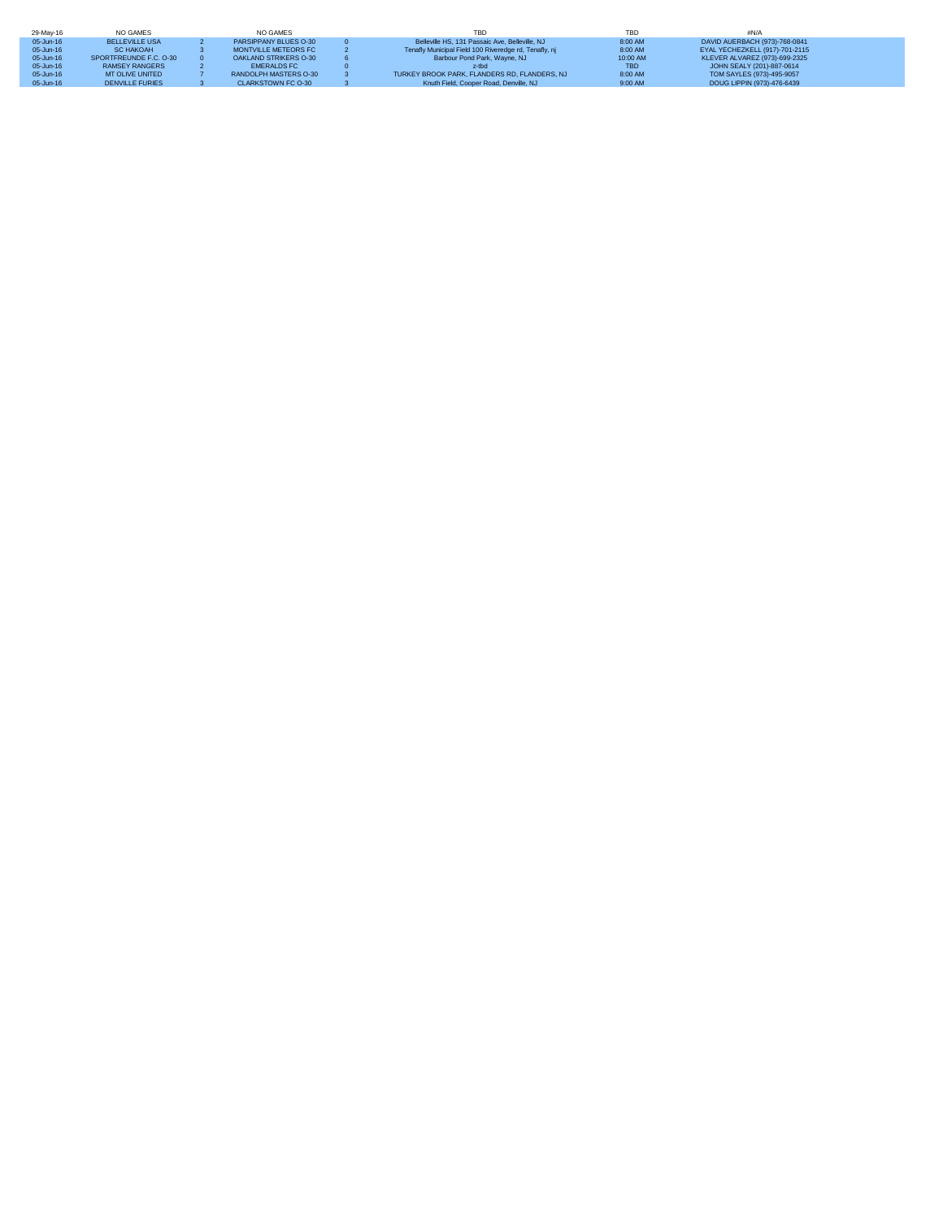| | | | | | | | |
|---|---|---|---|---|---|---|---|
| 29-May-16 | NO GAMES | | NO GAMES | | TBD | TBD | #N/A |
| 05-Jun-16 | BELLEVILLE USA | 2 | PARSIPPANY BLUES O-30 | 0 | Belleville HS, 131 Passaic Ave, Belleville, NJ | 8:00 AM | DAVID AUERBACH (973)-768-0841 |
| 05-Jun-16 | SC HAKOAH | 3 | MONTVILLE METEORS FC | 2 | Tenafly Municipal Field 100 Riveredge rd, Tenafly, nj | 8:00 AM | EYAL YECHEZKELL (917)-701-2115 |
| 05-Jun-16 | SPORTFREUNDE F.C. O-30 | 0 | OAKLAND STRIKERS O-30 | 6 | Barbour Pond Park, Wayne, NJ | 10:00 AM | KLEVER ALVAREZ (973)-699-2325 |
| 05-Jun-16 | RAMSEY RANGERS | 2 | EMERALDS FC | 0 | z-tbd | TBD | JOHN SEALY (201)-887-0614 |
| 05-Jun-16 | MT OLIVE UNITED | 7 | RANDOLPH MASTERS O-30 | 3 | TURKEY BROOK PARK, FLANDERS RD, FLANDERS, NJ | 8:00 AM | TOM SAYLES (973)-495-9057 |
| 05-Jun-16 | DENVILLE FURIES | 3 | CLARKSTOWN FC O-30 | 3 | Knuth Field, Cooper Road, Denville, NJ | 9:00 AM | DOUG LIPPIN (973)-476-6439 |